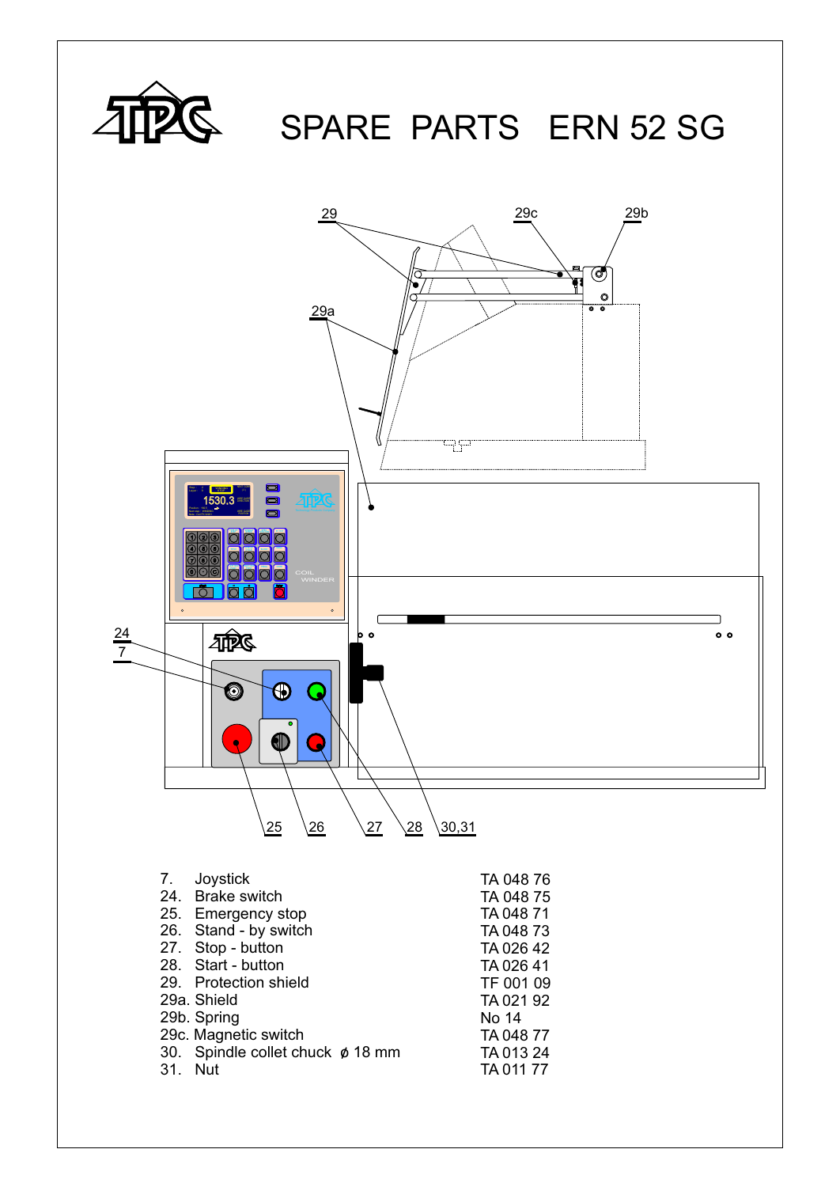# SPARE PARTS ERN 52 SG

| No. | Part | Part number |
|---|---|---|
| 7. | Joystick | TA 048 76 |
| 24. | Brake switch | TA 048 75 |
| 25. | Emergency stop | TA 048 71 |
| 26. | Stand - by switch | TA 048 73 |
| 27. | Stop - button | TA 026 42 |
| 28. | Start - button | TA 026 41 |
| 29. | Protection shield | TF 001 09 |
| 29a. | Shield | TA 021 92 |
| 29b. | Spring | No 14 |
| 29c. | Magnetic switch | TA 048 77 |
| 30. | Spindle collet chuck ø 18 mm | TA 013 24 |
| 31. | Nut | TA 011 77 |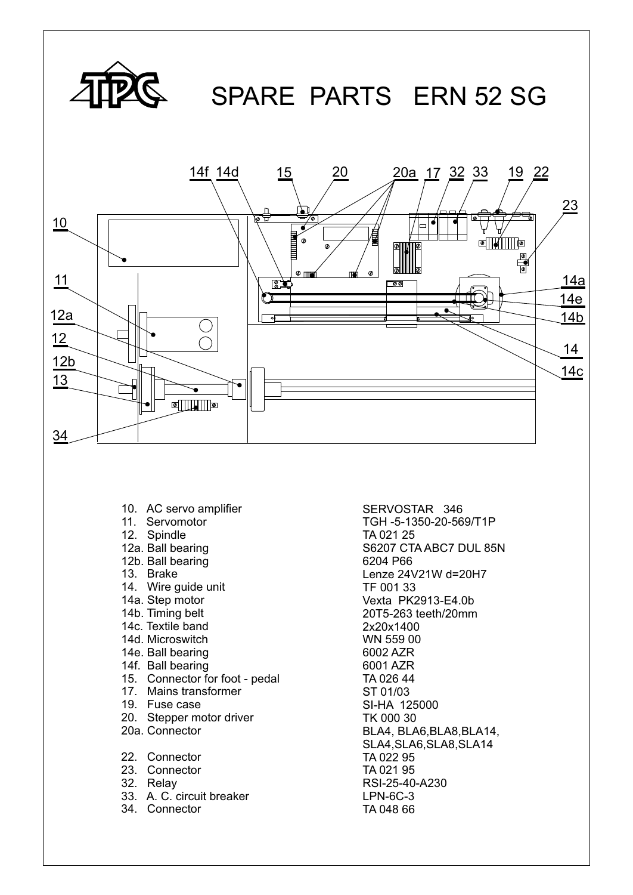# SPARE PARTS ERN 52 SG

| | |
|---|---|
| 10. AC servo amplifier | SERVOSTAR 346 |
| 11. Servomotor | TGH -5-1350-20-569/T1P |
| 12. Spindle | TA 021 25 |
| 12a. Ball bearing | S6207 CTA ABC7 DUL 85N |
| 12b. Ball bearing | 6204 P66 |
| 13. Brake | Lenze 24V21W d=20H7 |
| 14. Wire guide unit | TF 001 33 |
| 14a. Step motor | Vexta PK2913-E4.0b |
| 14b. Timing belt | 20T5-263 teeth/20mm |
| 14c. Textile band | 2x20x1400 |
| 14d. Microswitch | WN 559 00 |
| 14e. Ball bearing | 6002 AZR |
| 14f. Ball bearing | 6001 AZR |
| 15. Connector for foot - pedal | TA 026 44 |
| 17. Mains transformer | ST 01/03 |
| 19. Fuse case | SI-HA 125000 |
| 20. Stepper motor driver | TK 000 30 |
| 20a. Connector | BLA4, BLA6,BLA8,BLA14, SLA4,SLA6,SLA8,SLA14 |
| 22. Connector | TA 022 95 |
| 23. Connector | TA 021 95 |
| 32. Relay | RSI-25-40-A230 |
| 33. A. C. circuit breaker | LPN-6C-3 |
| 34. Connector | TA 048 66 |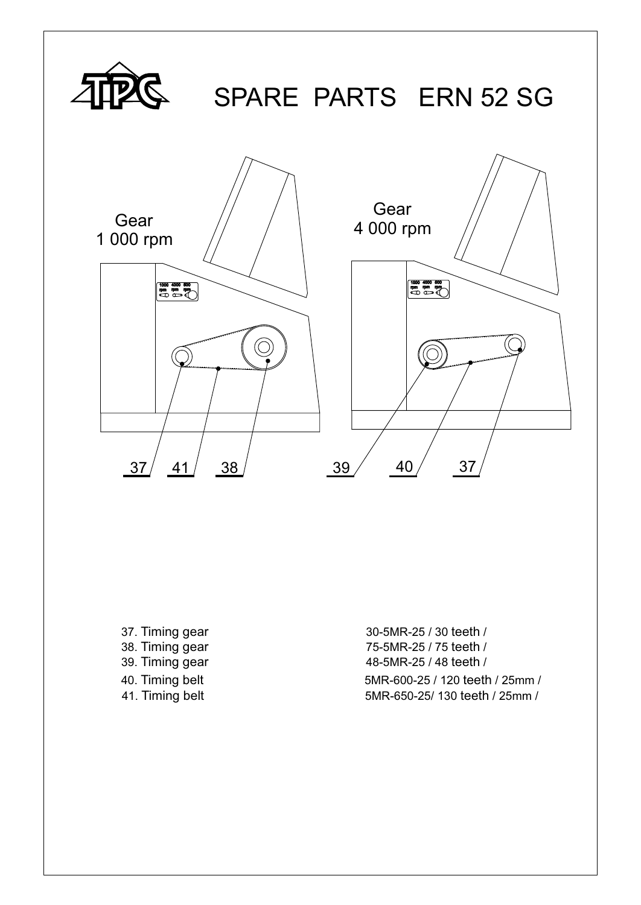# SPARE PARTS ERN 52 SG

Gear
1 000 rpm

Gear
4 000 rpm

37 41 38

39 40 37

| | |
|---|---|
| 37. Timing gear | 30-5MR-25 / 30 teeth / |
| 38. Timing gear | 75-5MR-25 / 75 teeth / |
| 39. Timing gear | 48-5MR-25 / 48 teeth / |
| 40. Timing belt | 5MR-600-25 / 120 teeth / 25mm / |
| 41. Timing belt | 5MR-650-25/ 130 teeth / 25mm / |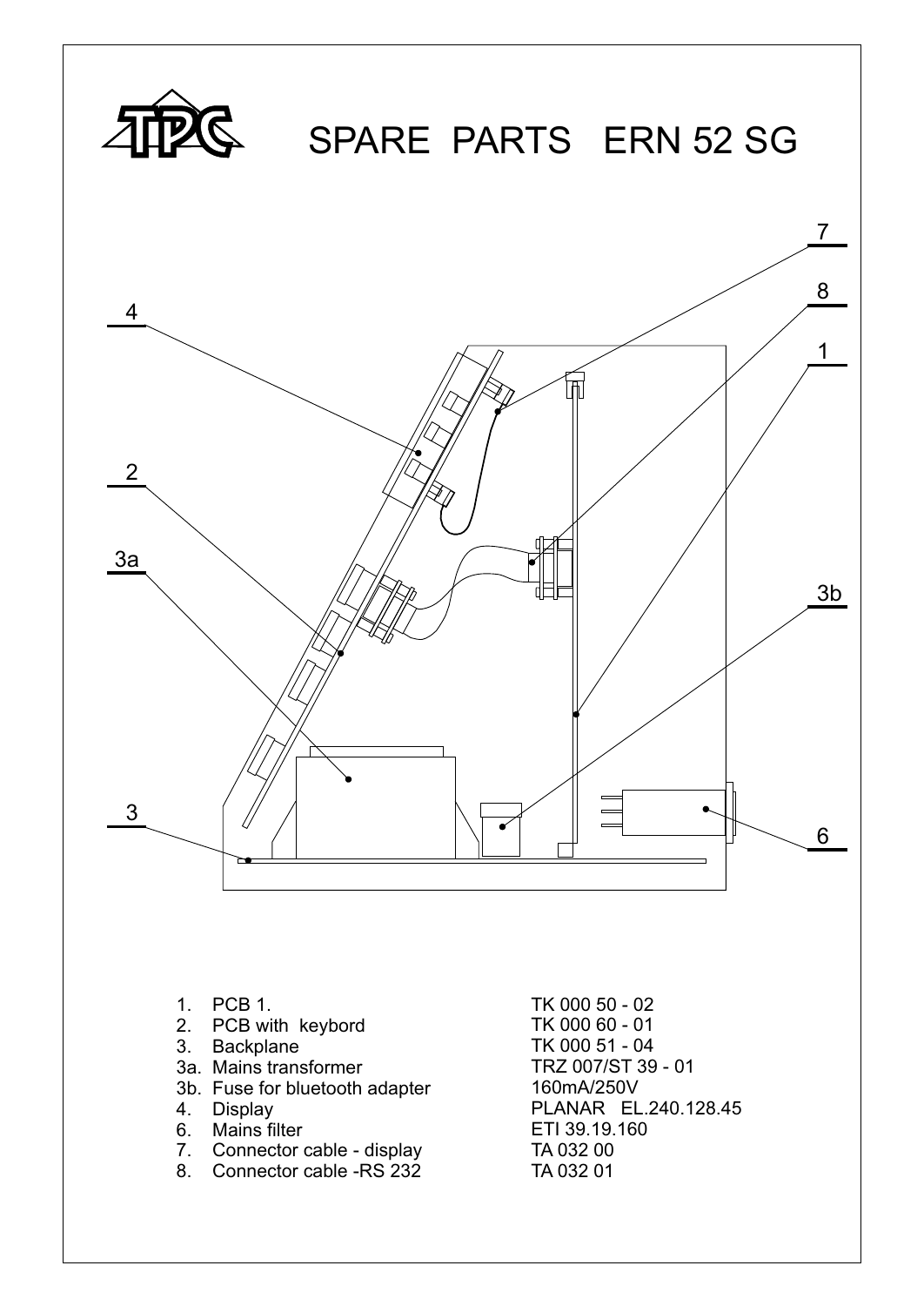# SPARE PARTS ERN 52 SG

7

8

4

1

2

3a

3b

3

6

| | | |
|---|---|---|
| 1. | PCB 1. | TK 000 50 - 02 |
| 2. | PCB with keybord | TK 000 60 - 01 |
| 3. | Backplane | TK 000 51 - 04 |
| 3a. | Mains transformer | TRZ 007/ST 39 - 01 |
| 3b. | Fuse for bluetooth adapter | 160mA/250V |
| 4. | Display | PLANAR EL.240.128.45 |
| 6. | Mains filter | ETI 39.19.160 |
| 7. | Connector cable - display | TA 032 00 |
| 8. | Connector cable -RS 232 | TA 032 01 |